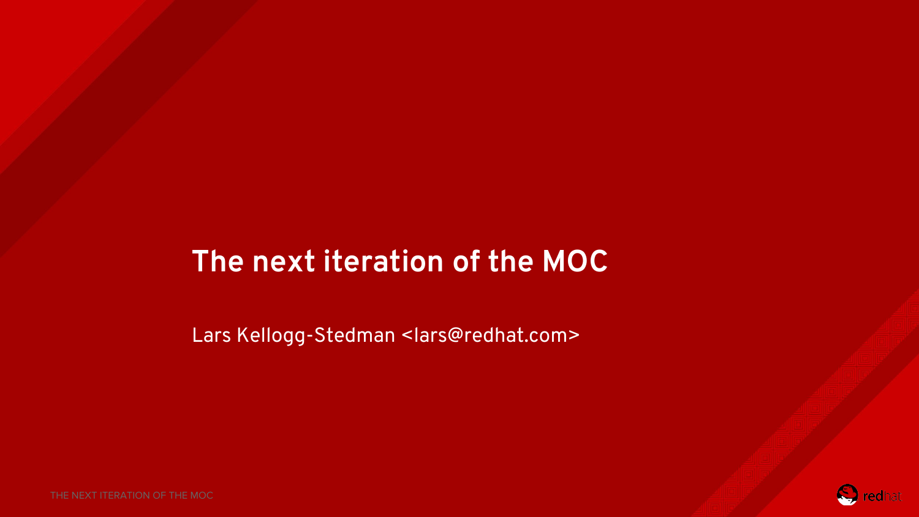# The next iteration of the MOC

Lars Kellogg-Stedman <lars@redhat.com>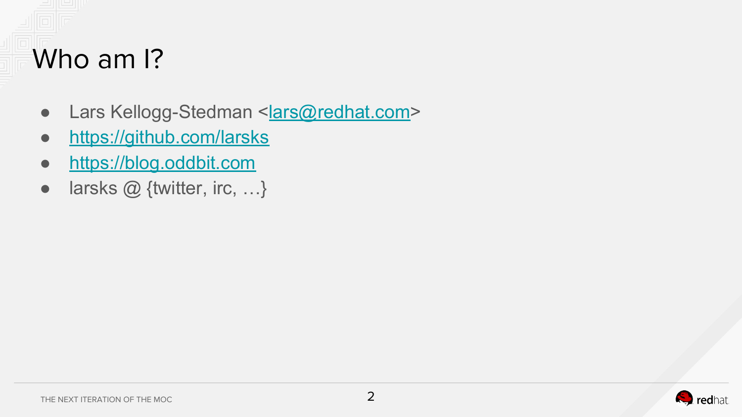# Who am I?

- Lars Kellogg-Stedman <lars@redhat.com>
- https://github.com/larsks
- https://blog.oddbit.com
- larsks @ {twitter, irc, …}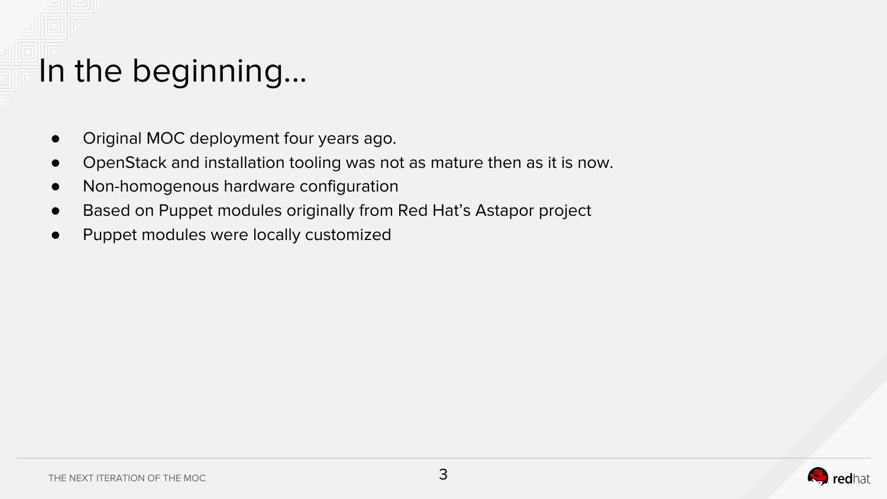# In the beginning...

- Original MOC deployment four years ago.
- OpenStack and installation tooling was not as mature then as it is now.
- Non-homogenous hardware configuration
- Based on Puppet modules originally from Red Hat's Astapor project
- Puppet modules were locally customized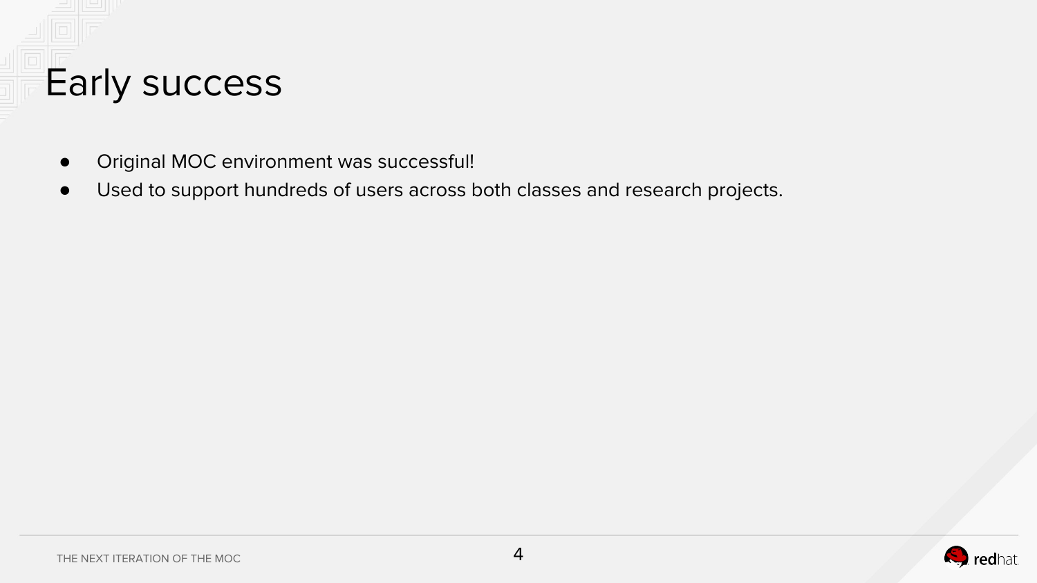# Early success

- Original MOC environment was successful!
- Used to support hundreds of users across both classes and research projects.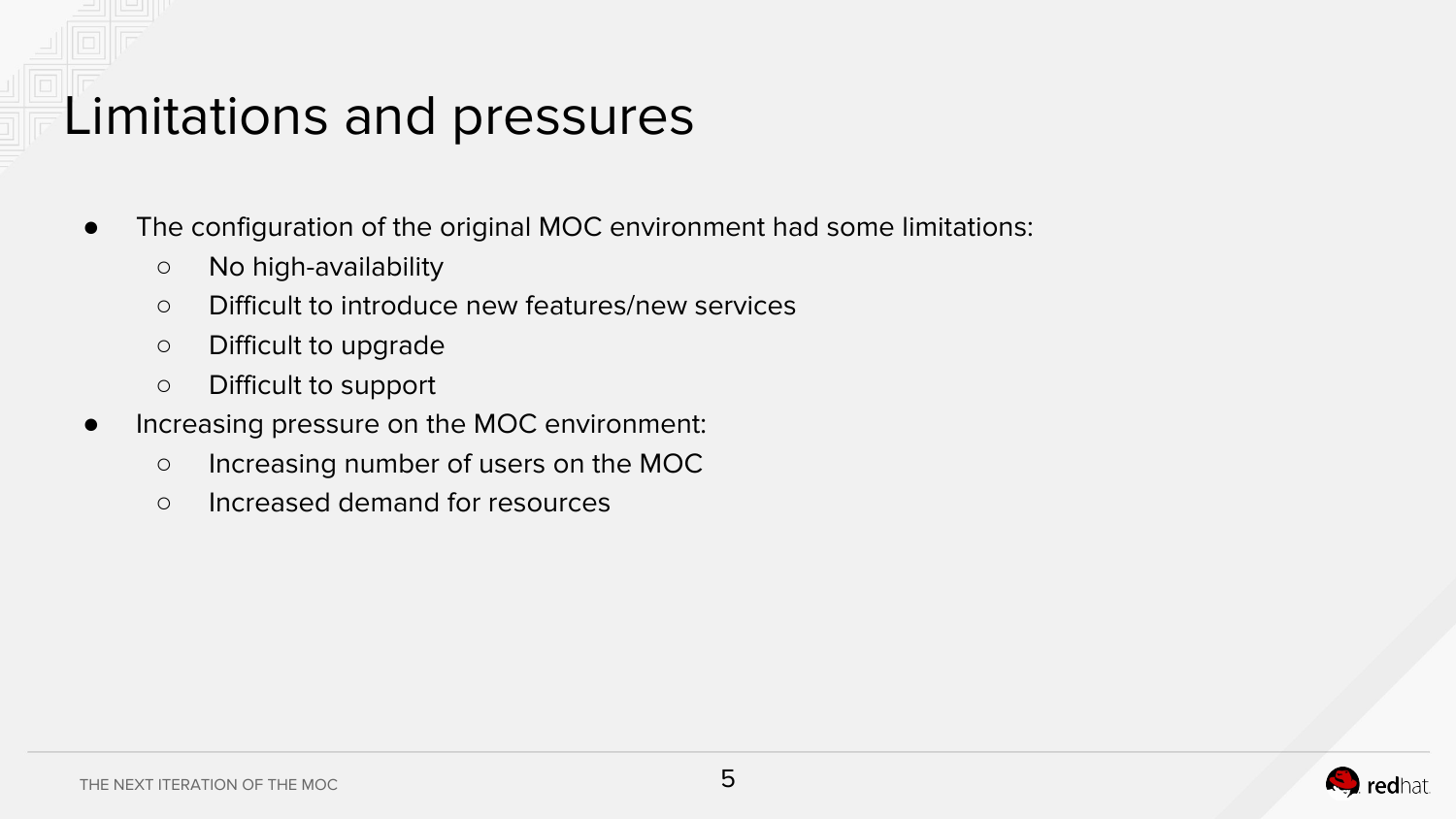# Limitations and pressures

- The configuration of the original MOC environment had some limitations:
  - No high-availability
  - Difficult to introduce new features/new services
  - Difficult to upgrade
  - Difficult to support
- Increasing pressure on the MOC environment:
  - Increasing number of users on the MOC
  - Increased demand for resources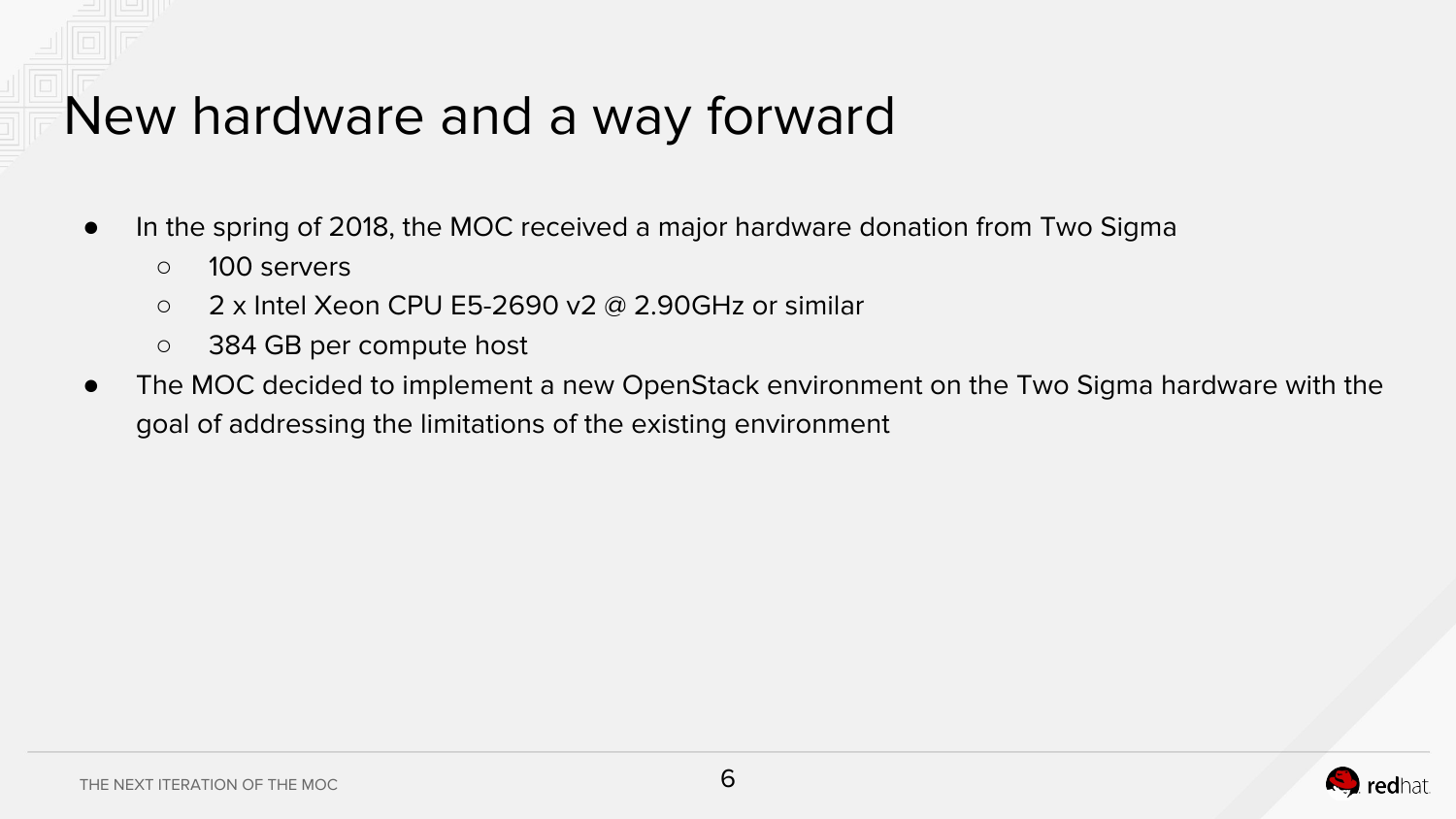# New hardware and a way forward

- In the spring of 2018, the MOC received a major hardware donation from Two Sigma
  - 100 servers
  - 2 x Intel Xeon CPU E5-2690 v2 @ 2.90GHz or similar
  - 384 GB per compute host
- The MOC decided to implement a new OpenStack environment on the Two Sigma hardware with the goal of addressing the limitations of the existing environment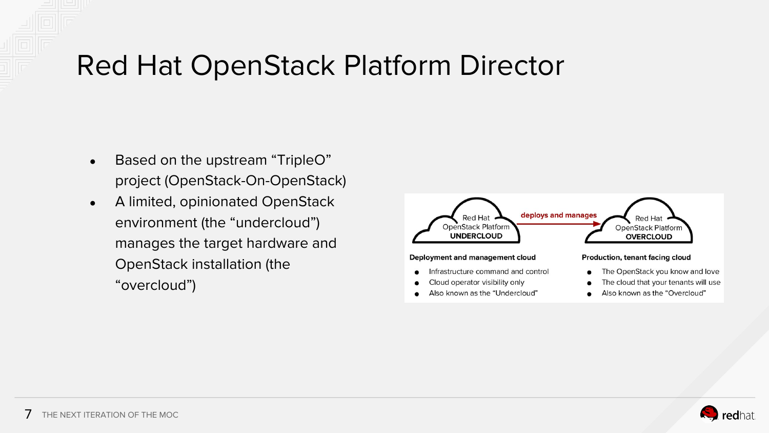# Red Hat OpenStack Platform Director

- Based on the upstream “TripleO” project (OpenStack-On-OpenStack)
- A limited, opinionated OpenStack environment (the “undercloud”) manages the target hardware and OpenStack installation (the “overcloud”)

Red Hat OpenStack Platform **UNDERCLOUD** — **deploys and manages** → Red Hat OpenStack Platform **OVERCLOUD**

**Deployment and management cloud**

- Infrastructure command and control
- Cloud operator visibility only
- Also known as the “Undercloud”

**Production, tenant facing cloud**

- The OpenStack you know and love
- The cloud that your tenants will use
- Also known as the “Overcloud”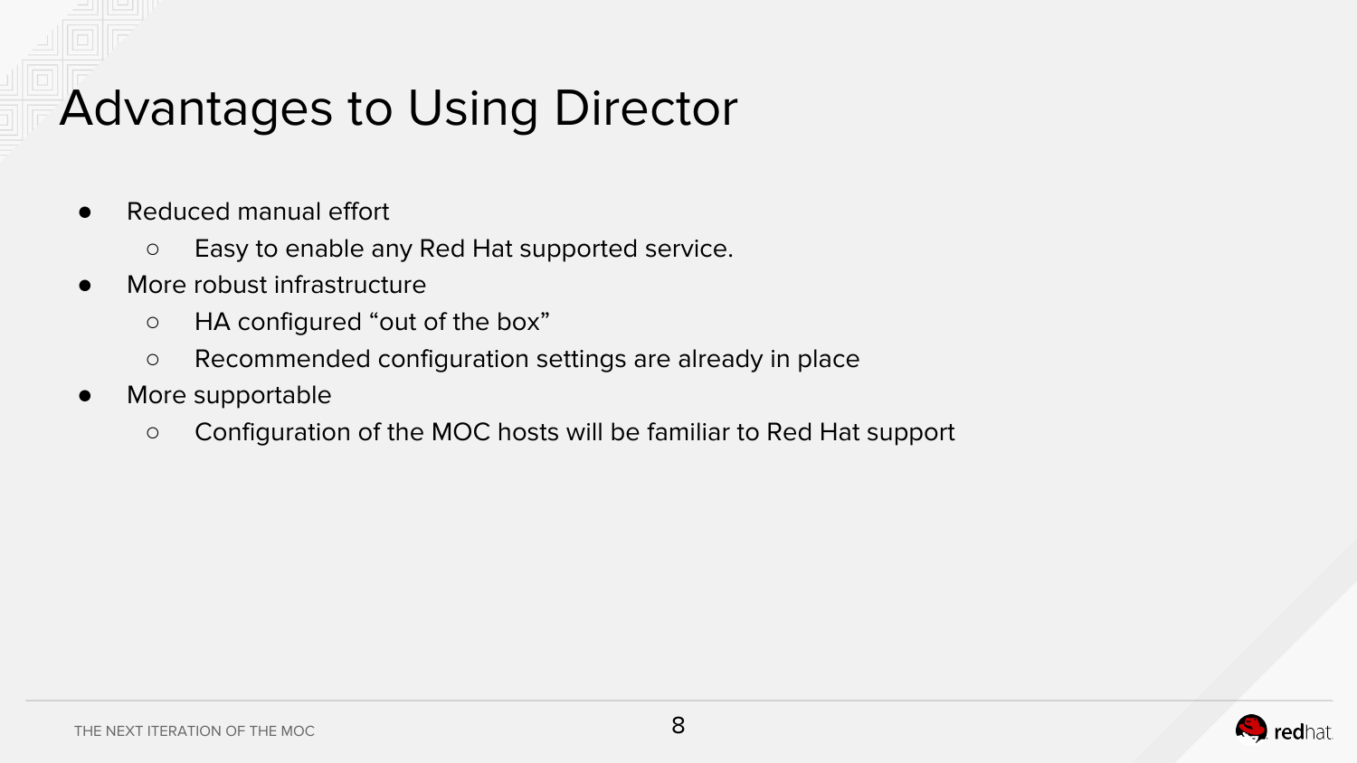# Advantages to Using Director

- Reduced manual effort
  - Easy to enable any Red Hat supported service.
- More robust infrastructure
  - HA configured “out of the box”
  - Recommended configuration settings are already in place
- More supportable
  - Configuration of the MOC hosts will be familiar to Red Hat support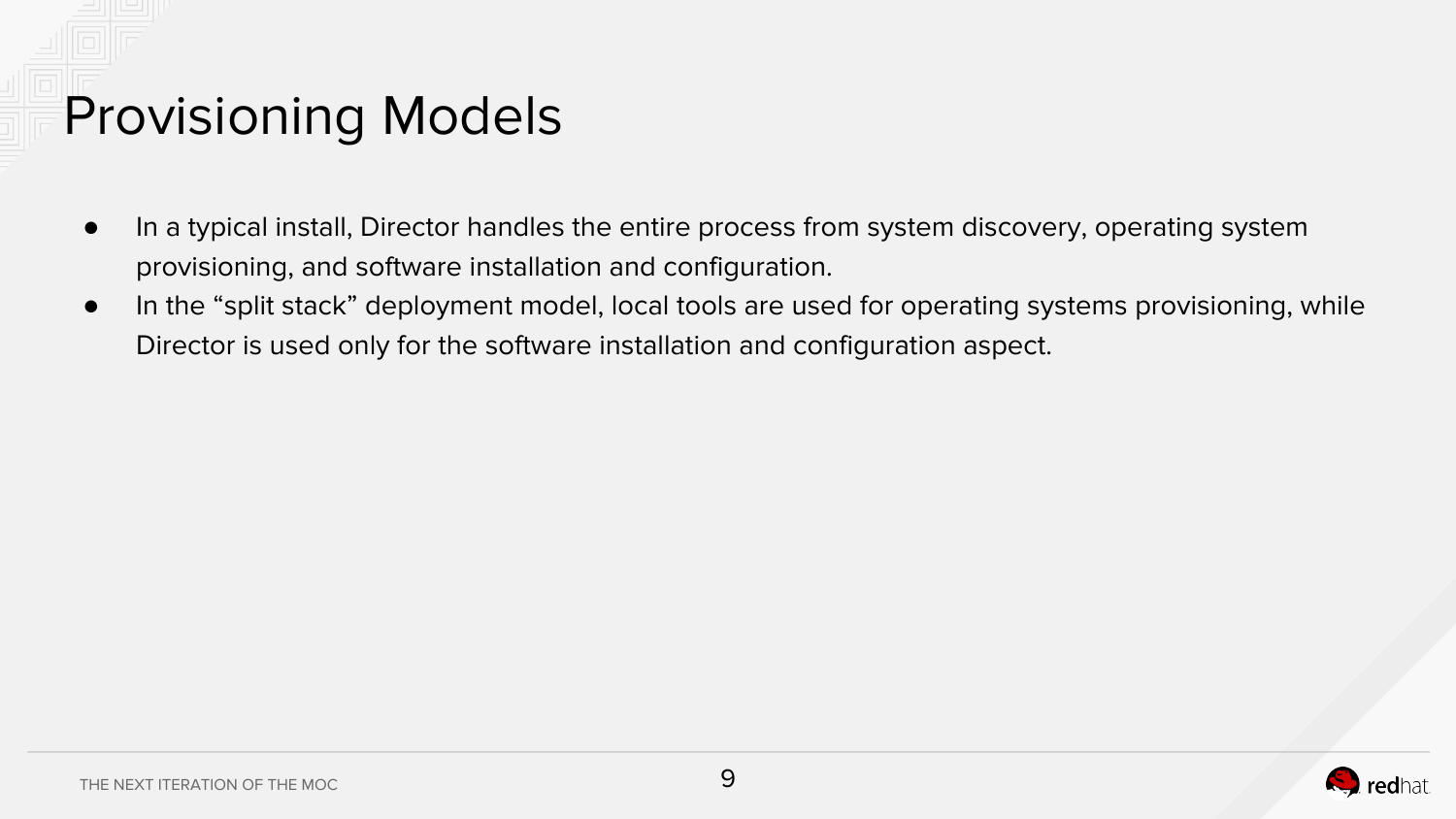# Provisioning Models

- In a typical install, Director handles the entire process from system discovery, operating system provisioning, and software installation and configuration.
- In the “split stack” deployment model, local tools are used for operating systems provisioning, while Director is used only for the software installation and configuration aspect.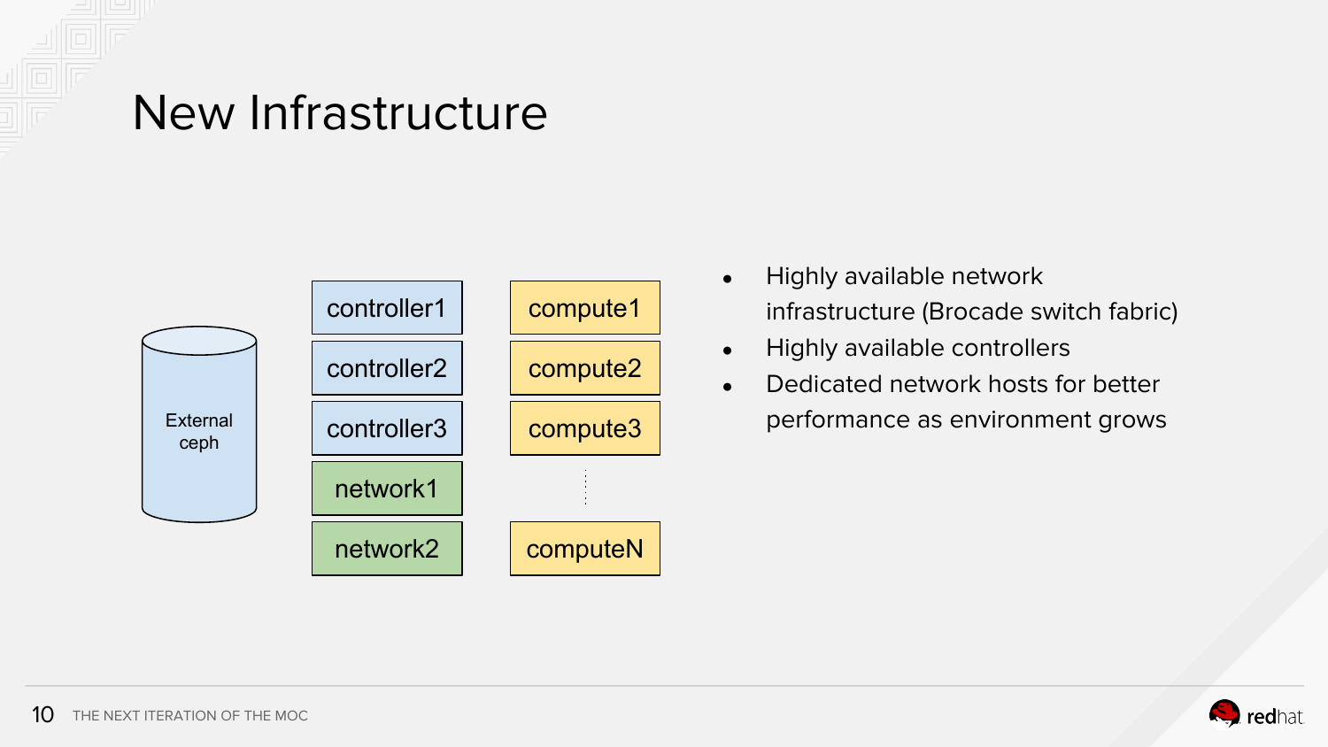# New Infrastructure

External ceph

controller1
controller2
controller3
network1
network2

compute1
compute2
compute3
⋮
computeN

- Highly available network infrastructure (Brocade switch fabric)
- Highly available controllers
- Dedicated network hosts for better performance as environment grows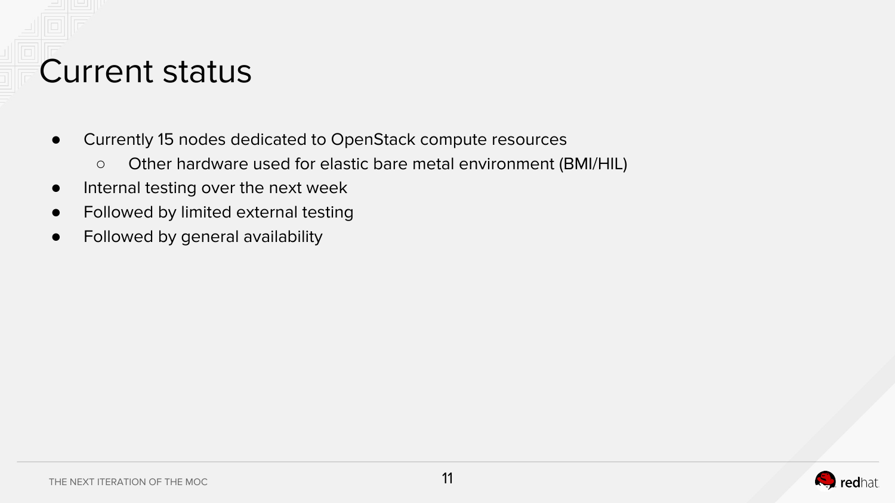# Current status

- Currently 15 nodes dedicated to OpenStack compute resources
  - Other hardware used for elastic bare metal environment (BMI/HIL)
- Internal testing over the next week
- Followed by limited external testing
- Followed by general availability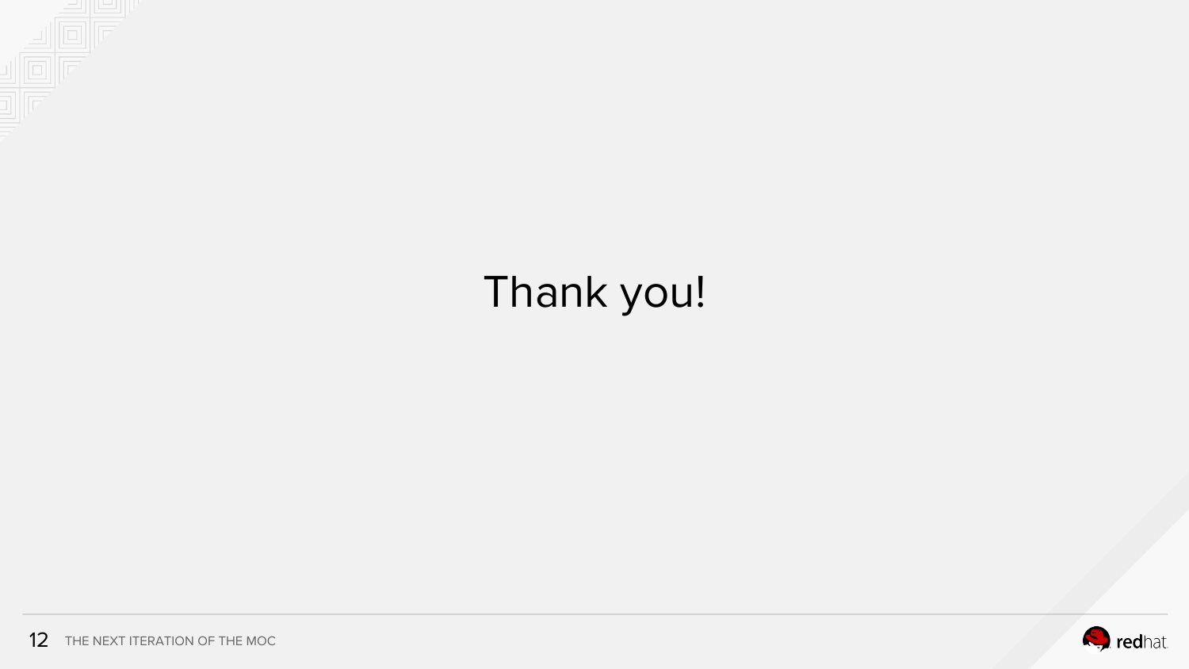# Thank you!